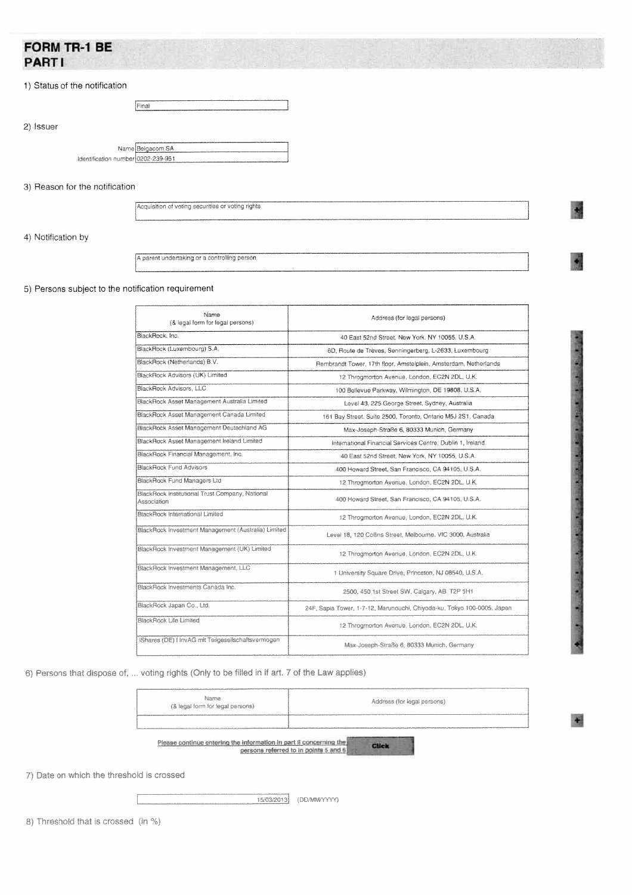# FORM TR-1 BE
## PART I

1) Status of the notification

Final

2) Issuer

Name: Belgacom SA
Identification number: 0202-239-951

3) Reason for the notification

Acquisition of voting securities or voting rights

4) Notification by

A parent undertaking or a controlling person

5) Persons subject to the notification requirement

| Name (& legal form for legal persons) | Address (for legal persons) |
|---|---|
| BlackRock, Inc. | 40 East 52nd Street, New York, NY 10055, U.S.A. |
| BlackRock (Luxembourg) S.A. | 6D, Route de Trèves, Senningerberg, L-2633, Luxembourg |
| BlackRock (Netherlands) B.V. | Rembrandt Tower, 17th floor, Amstelplein, Amsterdam, Netherlands |
| BlackRock Advisors (UK) Limited | 12 Throgmorton Avenue, London, EC2N 2DL, U.K. |
| BlackRock Advisors, LLC | 100 Bellevue Parkway, Wilmington, DE 19808, U.S.A. |
| BlackRock Asset Management Australia Limited | Level 43, 225 George Street, Sydney, Australia |
| BlackRock Asset Management Canada Limited | 161 Bay Street, Suite 2500, Toronto, Ontario M5J 2S1, Canada |
| BlackRock Asset Management Deutschland AG | Max-Joseph-Straße 6, 80333 Munich, Germany |
| BlackRock Asset Management Ireland Limited | International Financial Services Centre, Dublin 1, Ireland |
| BlackRock Financial Management, Inc. | 40 East 52nd Street, New York, NY 10055, U.S.A. |
| BlackRock Fund Advisors | 400 Howard Street, San Francisco, CA 94105, U.S.A. |
| BlackRock Fund Managers Ltd | 12 Throgmorton Avenue, London, EC2N 2DL, U.K. |
| BlackRock Institutional Trust Company, National Association | 400 Howard Street, San Francisco, CA 94105, U.S.A. |
| BlackRock International Limited | 12 Throgmorton Avenue, London, EC2N 2DL, U.K. |
| BlackRock Investment Management (Australia) Limited | Level 18, 120 Collins Street, Melbourne, VIC 3000, Australia |
| BlackRock Investment Management (UK) Limited | 12 Throgmorton Avenue, London, EC2N 2DL, U.K. |
| BlackRock Investment Management, LLC | 1 University Square Drive, Princeton, NJ 08540, U.S.A. |
| BlackRock Investments Canada Inc. | 2500, 450 1st Street SW, Calgary, AB T2P 5H1 |
| BlackRock Japan Co., Ltd. | 24F, Sapia Tower, 1-7-12, Marunouchi, Chiyoda-ku, Tokyo 100-0005, Japan |
| BlackRock Life Limited | 12 Throgmorton Avenue, London, EC2N 2DL, U.K. |
| iShares (DE) I InvAG mit Teilgesellschaftsvermogen | Max-Joseph-Straße 6, 80333 Munich, Germany |

6) Persons that dispose of, ... voting rights (Only to be filled in if art. 7 of the Law applies)

| Name (& legal form for legal persons) | Address (for legal persons) |
|---|---|
| | |

Please continue entering the information in part II concerning the persons referred to in points 5 and 6 — Click

7) Date on which the threshold is crossed

15/03/2013 (DD/MM/YYYY)

8) Threshold that is crossed (in %)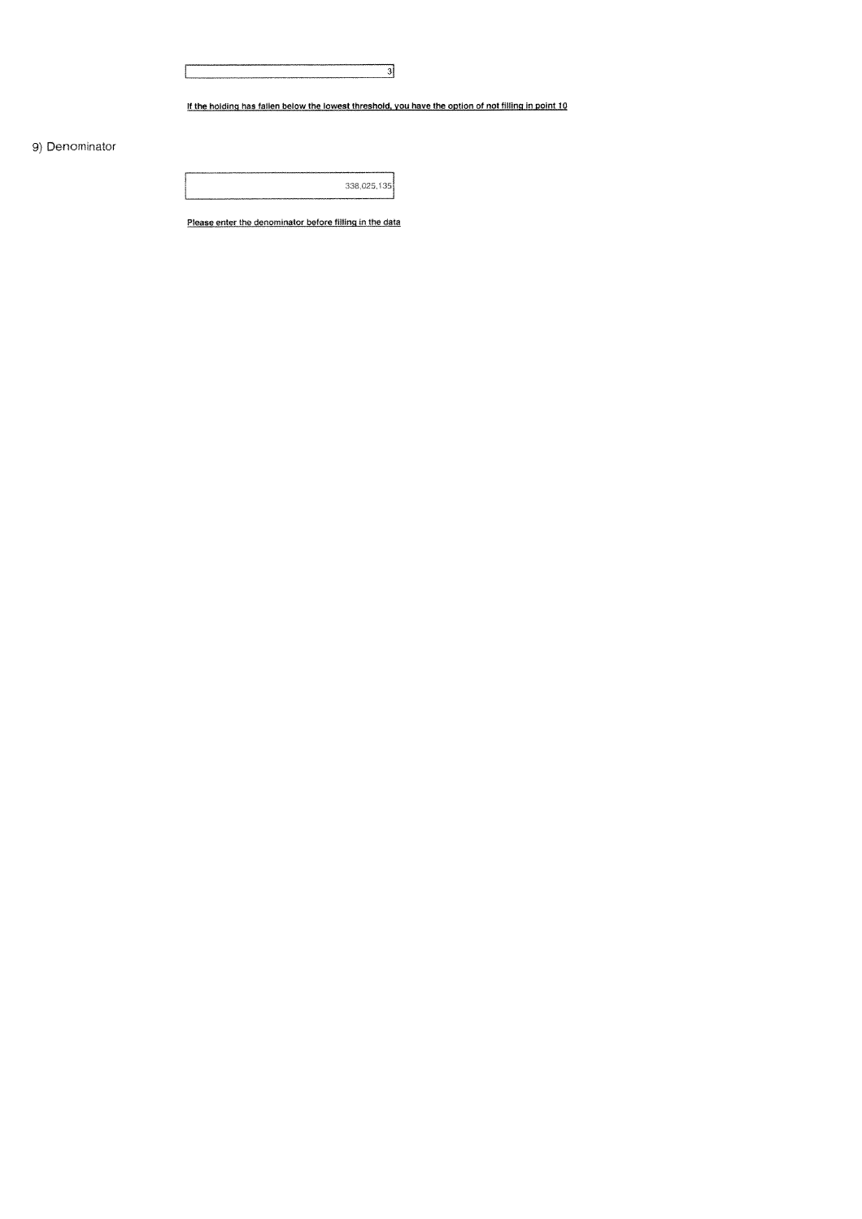| |
|---|
| 3 |

**If the holding has fallen below the lowest threshold, you have the option of not filling in point 10**

9) Denominator

| |
|---|
| 338,025,135 |

**Please enter the denominator before filling in the data**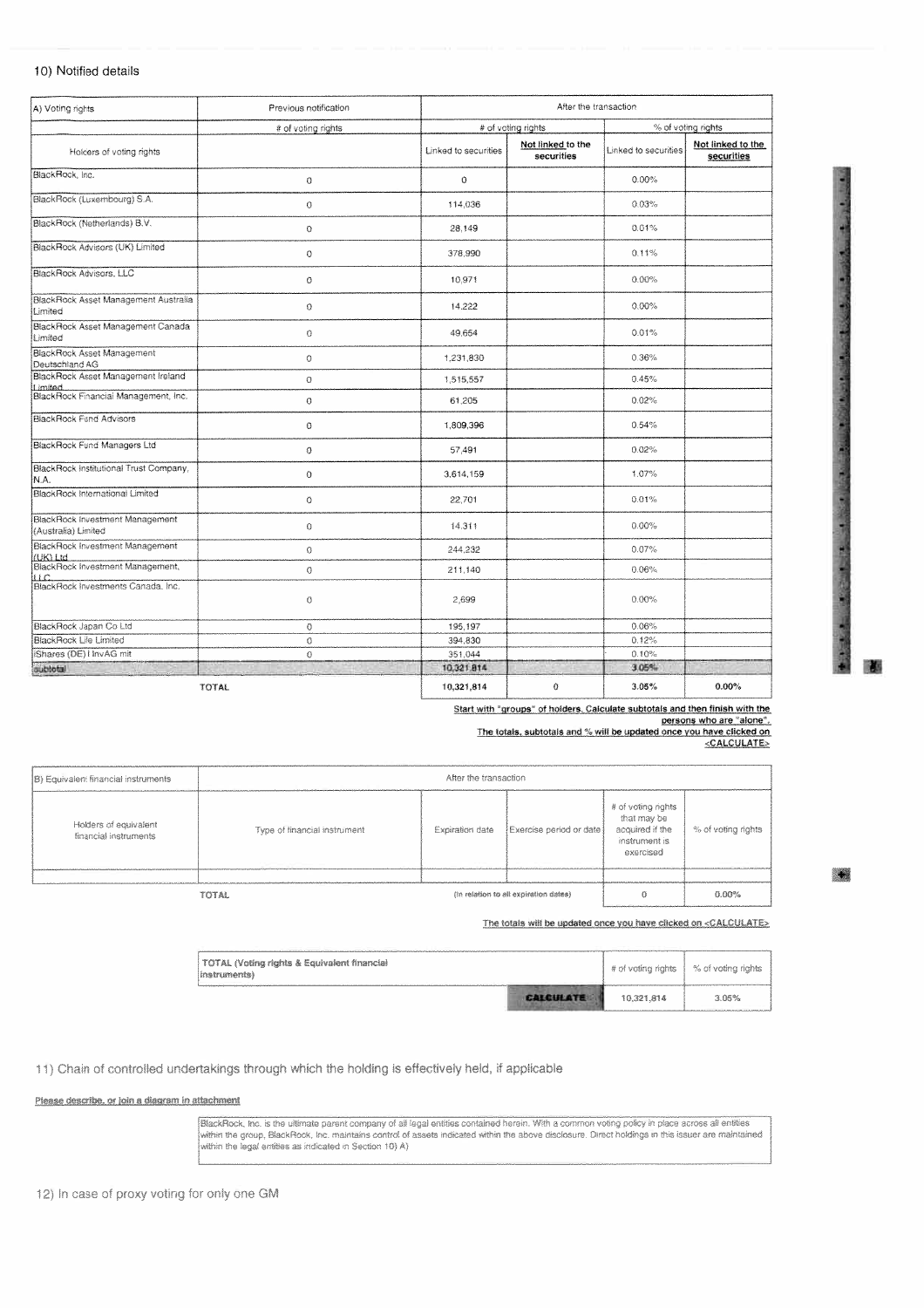10) Notified details

| A) Voting rights | Previous notification | After the transaction | | | |
|---|---|---|---|---|---|
| | # of voting rights | # of voting rights | | % of voting rights | |
| Holders of voting rights | | Linked to securities | **Not linked** to the securities | Linked to securities | **Not linked to the securities** |
| BlackRock, Inc. | 0 | 0 | | 0.00% | |
| BlackRock (Luxembourg) S.A. | 0 | 114,036 | | 0.03% | |
| BlackRock (Netherlands) B.V. | 0 | 28,149 | | 0.01% | |
| BlackRock Advisors (UK) Limited | 0 | 378,990 | | 0.11% | |
| BlackRock Advisors, LLC | 0 | 10,971 | | 0.00% | |
| BlackRock Asset Management Australia Limited | 0 | 14,222 | | 0.00% | |
| BlackRock Asset Management Canada Limited | 0 | 49,654 | | 0.01% | |
| BlackRock Asset Management Deutschland AG | 0 | 1,231,830 | | 0.36% | |
| BlackRock Asset Management Ireland Limited | 0 | 1,515,557 | | 0.45% | |
| BlackRock Financial Management, Inc. | 0 | 61,205 | | 0.02% | |
| BlackRock Fund Advisors | 0 | 1,809,396 | | 0.54% | |
| BlackRock Fund Managers Ltd | 0 | 57,491 | | 0.02% | |
| BlackRock Institutional Trust Company, N.A. | 0 | 3,614,159 | | 1.07% | |
| BlackRock International Limited | 0 | 22,701 | | 0.01% | |
| BlackRock Investment Management (Australia) Limited | 0 | 14,311 | | 0.00% | |
| BlackRock Investment Management (UK) Ltd | 0 | 244,232 | | 0.07% | |
| BlackRock Investment Management, LLC | 0 | 211,140 | | 0.06% | |
| BlackRock Investments Canada, Inc. | 0 | 2,699 | | 0.00% | |
| BlackRock Japan Co Ltd | 0 | 195,197 | | 0.06% | |
| BlackRock Life Limited | 0 | 394,830 | | 0.12% | |
| iShares (DE) I InvAG mit | 0 | 351,044 | | 0.10% | |
| subtotal | | 10,321,814 | | 3.05% | |
| TOTAL | | 10,321,814 | 0 | 3.05% | 0.00% |

**Start with "groups" of holders. Calculate subtotals and then finish with the persons who are "alone".**
**The totals, subtotals and % will be updated once you have clicked on <CALCULATE>**

| B) Equivalent financial instruments | After the transaction | | | | |
|---|---|---|---|---|---|
| Holders of equivalent financial instruments | Type of financial instrument | Expiration date | Exercise period or date | # of voting rights that may be acquired if the instrument is exercised | % of voting rights |
| | | | | | |
| | TOTAL | (in relation to all expiration dates) | | 0 | 0.00% |

**The totals will be updated once you have clicked on <CALCULATE>**

| TOTAL (Voting rights & Equivalent financial instruments) | # of voting rights | % of voting rights |
|---|---|---|
| CALCULATE | 10,321,814 | 3.05% |

11) Chain of controlled undertakings through which the holding is effectively held, if applicable

**Please describe, or join a diagram in attachment**

BlackRock, Inc. is the ultimate parent company of all legal entities contained herein. With a common voting policy in place across all entities within the group, BlackRock, Inc. maintains control of assets indicated within the above disclosure. Direct holdings in this issuer are maintained within the legal entities as indicated in Section 10) A)

12) In case of proxy voting for only one GM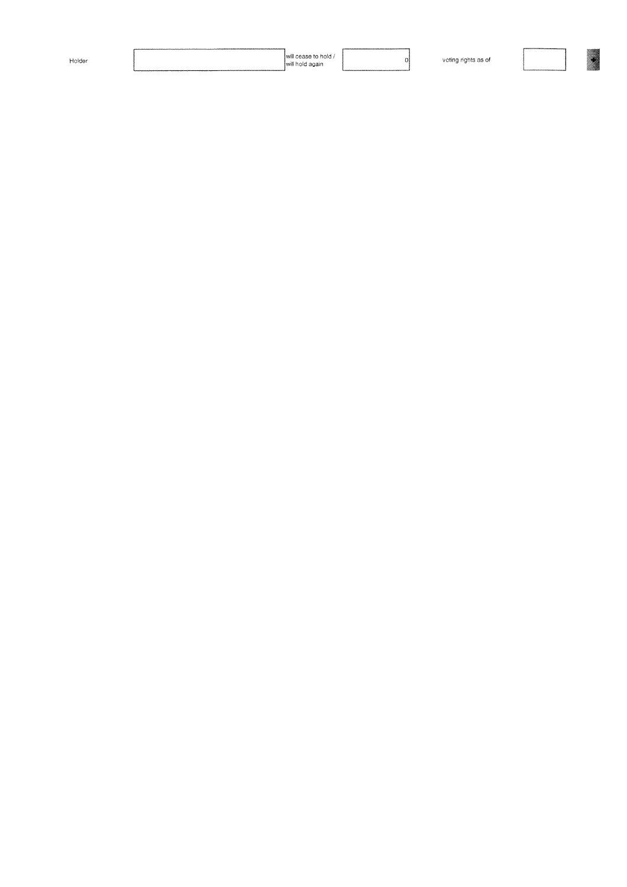| | | | | | | |
|---|---|---|---|---|---|---|
| Holder | | will cease to hold / will hold again | 0 | voting rights as of | | |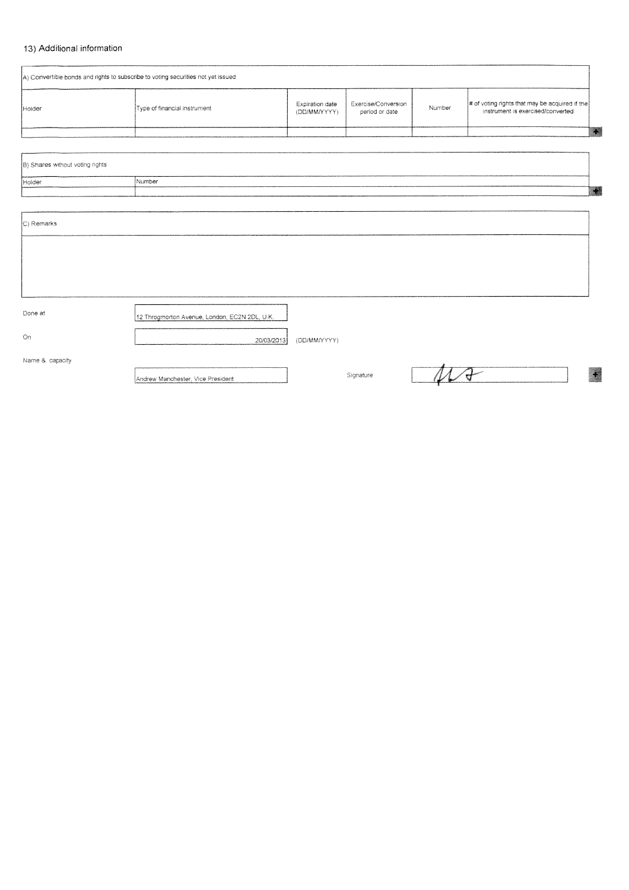## 13) Additional information

| A) Convertible bonds and rights to subscribe to voting securities not yet issued | | | | | |
|---|---|---|---|---|---|
| Holder | Type of financial instrument | Expiration date (DD/MM/YYYY) | Exercise/Conversion period or date | Number | # of voting rights that may be acquired if the instrument is exercised/converted |
| | | | | | |

| B) Shares without voting rights | |
|---|---|
| Holder | Number |
| | |

| C) Remarks |
|---|
| |

| | | | |
|---|---|---|---|
| Done at | 12 Throgmorton Avenue, London, EC2N 2DL, U.K. | | |
| On | 20/03/2013 | (DD/MM/YYYY) | |
| Name & capacity | Andrew Manchester, Vice President | Signature | |